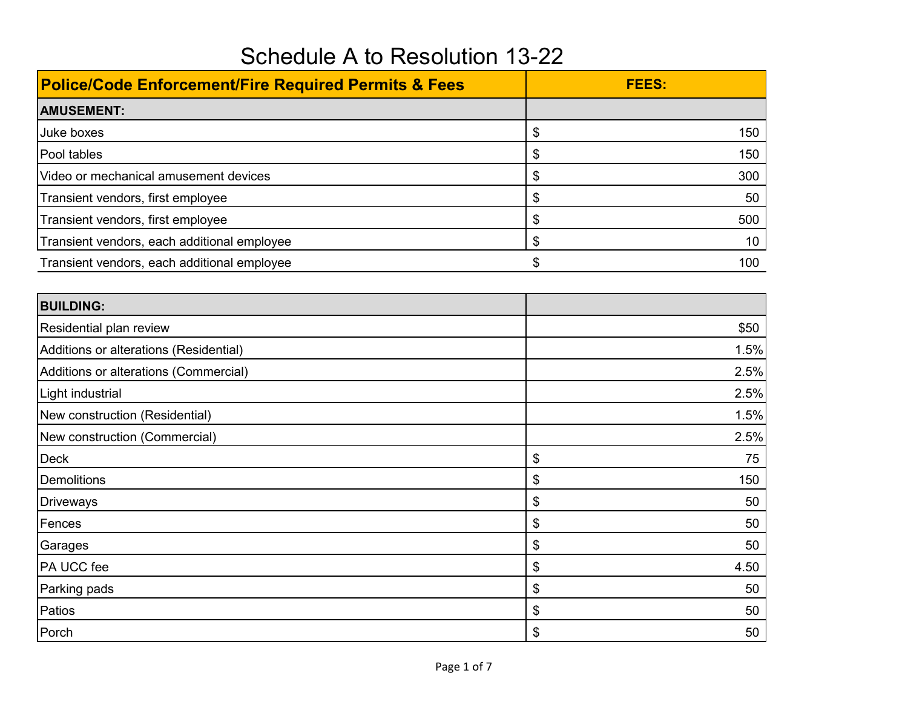# Schedule A to Resolution 13-22

| Police/Code Enforcement/Fire Required Permits & Fees | FEES: |
|---|---|
| **AMUSEMENT:** | |
| Juke boxes | $ 150 |
| Pool tables | $ 150 |
| Video or mechanical amusement devices | $ 300 |
| Transient vendors, first employee | $ 50 |
| Transient vendors, first employee | $ 500 |
| Transient vendors, each additional employee | $ 10 |
| Transient vendors, each additional employee | $ 100 |

| **BUILDING:** | |
|---|---|
| Residential plan review | $50 |
| Additions or alterations (Residential) | 1.5% |
| Additions or alterations (Commercial) | 2.5% |
| Light industrial | 2.5% |
| New construction (Residential) | 1.5% |
| New construction (Commercial) | 2.5% |
| Deck | $ 75 |
| Demolitions | $ 150 |
| Driveways | $ 50 |
| Fences | $ 50 |
| Garages | $ 50 |
| PA UCC fee | $ 4.50 |
| Parking pads | $ 50 |
| Patios | $ 50 |
| Porch | $ 50 |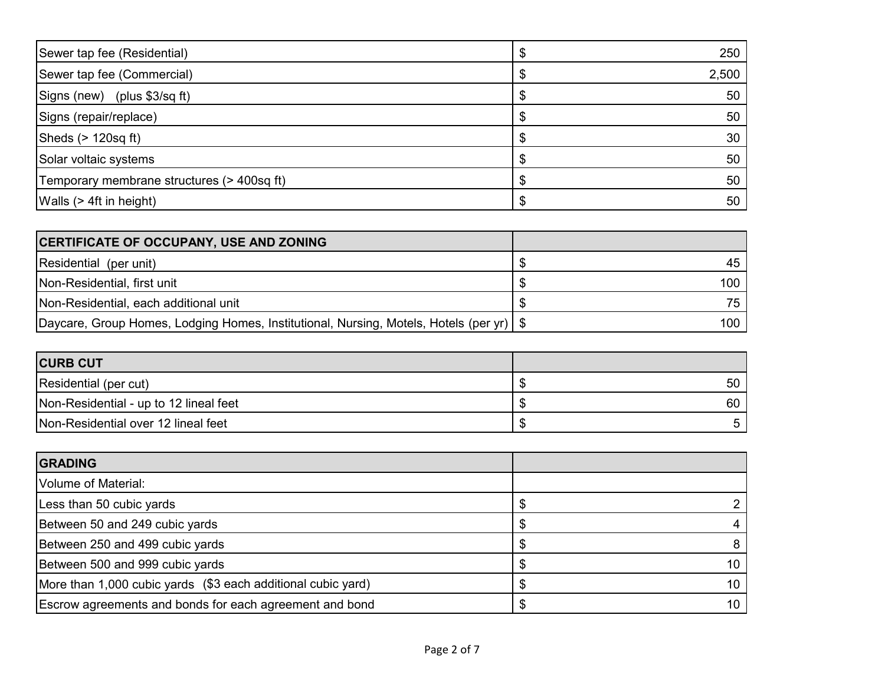| | |
|---|---|
| Sewer tap fee (Residential) | $ 250 |
| Sewer tap fee (Commercial) | $ 2,500 |
| Signs (new) (plus $3/sq ft) | $ 50 |
| Signs (repair/replace) | $ 50 |
| Sheds (> 120sq ft) | $ 30 |
| Solar voltaic systems | $ 50 |
| Temporary membrane structures (> 400sq ft) | $ 50 |
| Walls (> 4ft in height) | $ 50 |

| **CERTIFICATE OF OCCUPANY, USE AND ZONING** | |
|---|---|
| Residential (per unit) | $ 45 |
| Non-Residential, first unit | $ 100 |
| Non-Residential, each additional unit | $ 75 |
| Daycare, Group Homes, Lodging Homes, Institutional, Nursing, Motels, Hotels (per yr) | $ 100 |

| **CURB CUT** | |
|---|---|
| Residential (per cut) | $ 50 |
| Non-Residential - up to 12 lineal feet | $ 60 |
| Non-Residential over 12 lineal feet | $ 5 |

| **GRADING** | |
|---|---|
| Volume of Material: | |
| Less than 50 cubic yards | $ 2 |
| Between 50 and 249 cubic yards | $ 4 |
| Between 250 and 499 cubic yards | $ 8 |
| Between 500 and 999 cubic yards | $ 10 |
| More than 1,000 cubic yards ($3 each additional cubic yard) | $ 10 |
| Escrow agreements and bonds for each agreement and bond | $ 10 |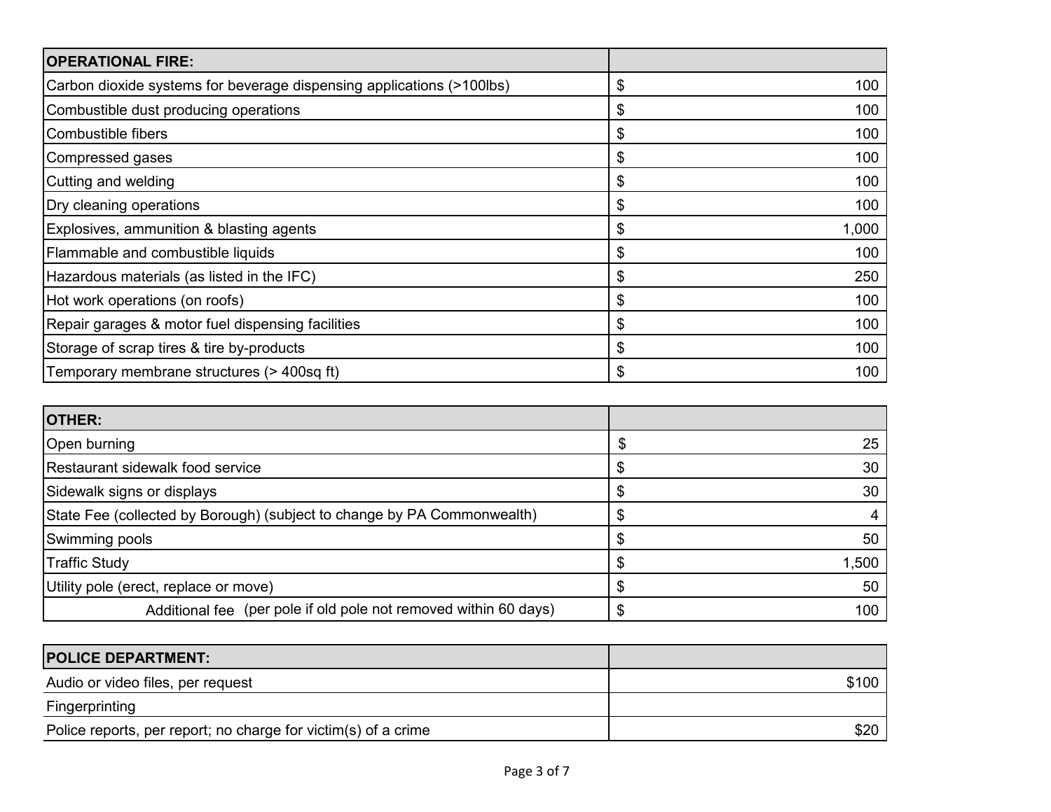| OPERATIONAL FIRE: | |
|---|---|
| Carbon dioxide systems for beverage dispensing applications (>100lbs) | $ 100 |
| Combustible dust producing operations | $ 100 |
| Combustible fibers | $ 100 |
| Compressed gases | $ 100 |
| Cutting and welding | $ 100 |
| Dry cleaning operations | $ 100 |
| Explosives, ammunition & blasting agents | $ 1,000 |
| Flammable and combustible liquids | $ 100 |
| Hazardous materials (as listed in the IFC) | $ 250 |
| Hot work operations (on roofs) | $ 100 |
| Repair garages & motor fuel dispensing facilities | $ 100 |
| Storage of scrap tires & tire by-products | $ 100 |
| Temporary membrane structures (> 400sq ft) | $ 100 |

| OTHER: | |
|---|---|
| Open burning | $ 25 |
| Restaurant sidewalk food service | $ 30 |
| Sidewalk signs or displays | $ 30 |
| State Fee (collected by Borough) (subject to change by PA Commonwealth) | $ 4 |
| Swimming pools | $ 50 |
| Traffic Study | $ 1,500 |
| Utility pole (erect, replace or move) | $ 50 |
| Additional fee (per pole if old pole not removed within 60 days) | $ 100 |

| POLICE DEPARTMENT: | |
|---|---|
| Audio or video files, per request | $100 |
| Fingerprinting | |
| Police reports, per report; no charge for victim(s) of a crime | $20 |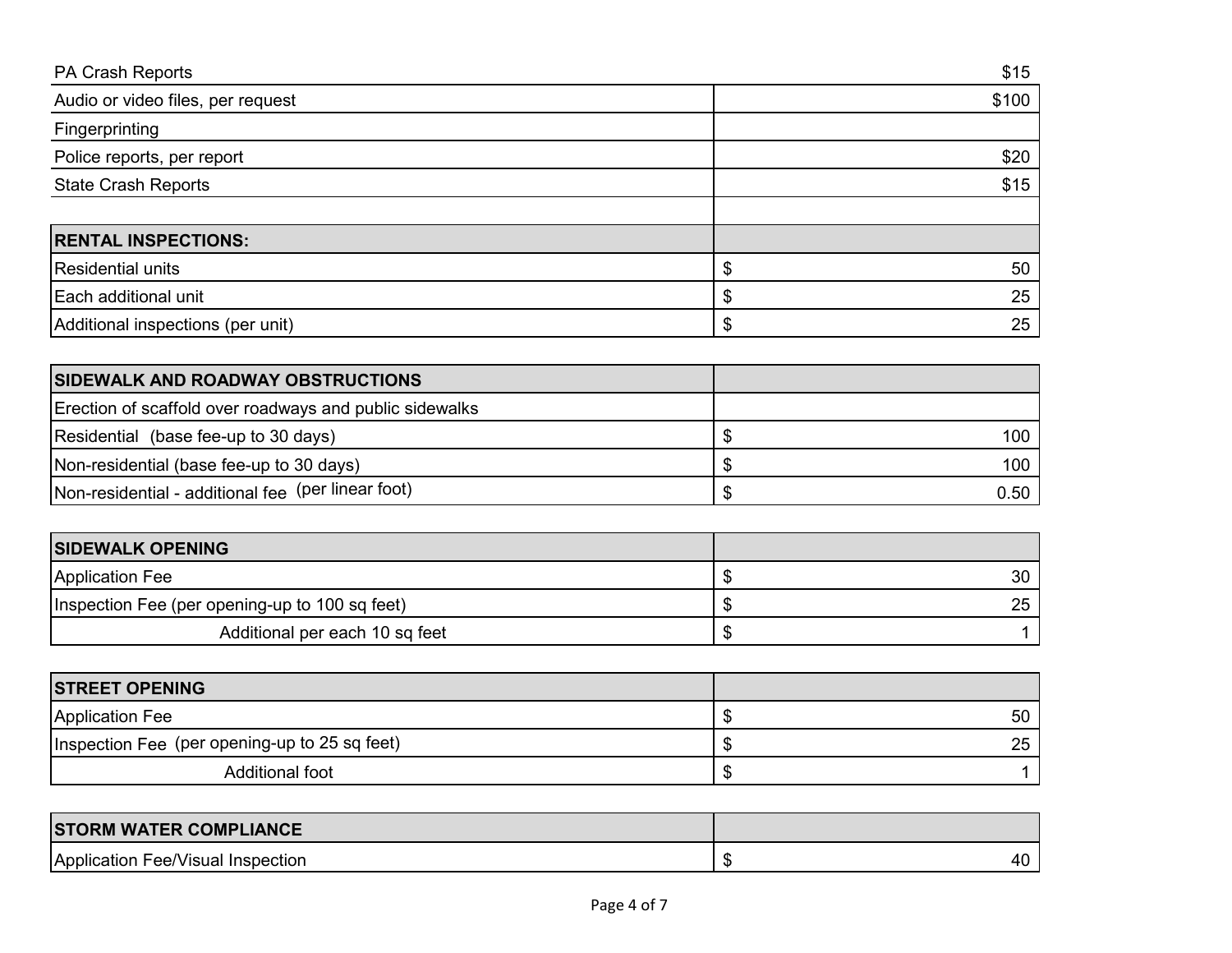| PA Crash Reports | $15 |
|---|---|
| Audio or video files, per request | $100 |
| Fingerprinting | |
| Police reports, per report | $20 |
| State Crash Reports | $15 |
| | |
| **RENTAL INSPECTIONS:** | |
| Residential units | $ 50 |
| Each additional unit | $ 25 |
| Additional inspections (per unit) | $ 25 |

| **SIDEWALK AND ROADWAY OBSTRUCTIONS** | |
|---|---|
| Erection of scaffold over roadways and public sidewalks | |
| Residential (base fee-up to 30 days) | $ 100 |
| Non-residential (base fee-up to 30 days) | $ 100 |
| Non-residential - additional fee (per linear foot) | $ 0.50 |

| **SIDEWALK OPENING** | |
|---|---|
| Application Fee | $ 30 |
| Inspection Fee (per opening-up to 100 sq feet) | $ 25 |
| Additional per each 10 sq feet | $ 1 |

| **STREET OPENING** | |
|---|---|
| Application Fee | $ 50 |
| Inspection Fee (per opening-up to 25 sq feet) | $ 25 |
| Additional foot | $ 1 |

| **STORM WATER COMPLIANCE** | |
|---|---|
| Application Fee/Visual Inspection | $ 40 |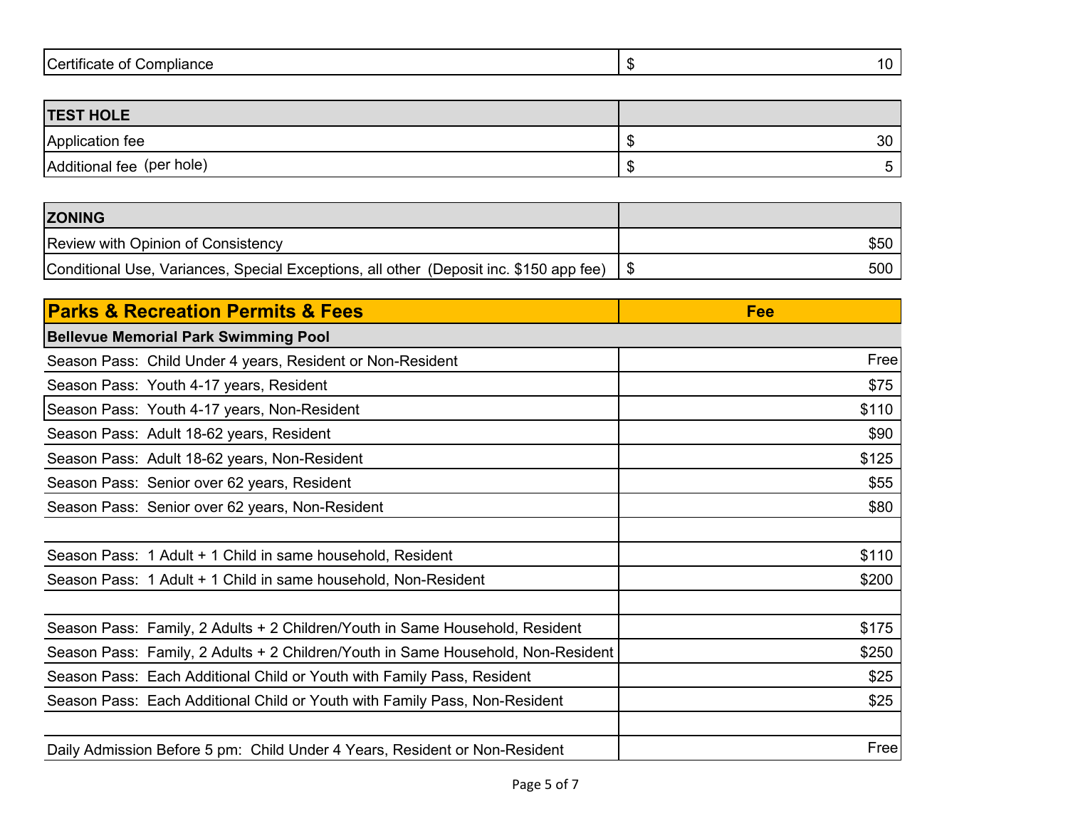| Certificate of Compliance | $ 10 |
|---|---|

| TEST HOLE | |
|---|---|
| Application fee | $ 30 |
| Additional fee (per hole) | $ 5 |

| ZONING | |
|---|---|
| Review with Opinion of Consistency | $50 |
| Conditional Use, Variances, Special Exceptions, all other (Deposit inc. $150 app fee) | $ 500 |

| Parks & Recreation Permits & Fees | Fee |
|---|---|
| **Bellevue Memorial Park Swimming Pool** | |
| Season Pass: Child Under 4 years, Resident or Non-Resident | Free |
| Season Pass: Youth 4-17 years, Resident | $75 |
| Season Pass: Youth 4-17 years, Non-Resident | $110 |
| Season Pass: Adult 18-62 years, Resident | $90 |
| Season Pass: Adult 18-62 years, Non-Resident | $125 |
| Season Pass: Senior over 62 years, Resident | $55 |
| Season Pass: Senior over 62 years, Non-Resident | $80 |
| | |
| Season Pass: 1 Adult + 1 Child in same household, Resident | $110 |
| Season Pass: 1 Adult + 1 Child in same household, Non-Resident | $200 |
| | |
| Season Pass: Family, 2 Adults + 2 Children/Youth in Same Household, Resident | $175 |
| Season Pass: Family, 2 Adults + 2 Children/Youth in Same Household, Non-Resident | $250 |
| Season Pass: Each Additional Child or Youth with Family Pass, Resident | $25 |
| Season Pass: Each Additional Child or Youth with Family Pass, Non-Resident | $25 |
| | |
| Daily Admission Before 5 pm: Child Under 4 Years, Resident or Non-Resident | Free |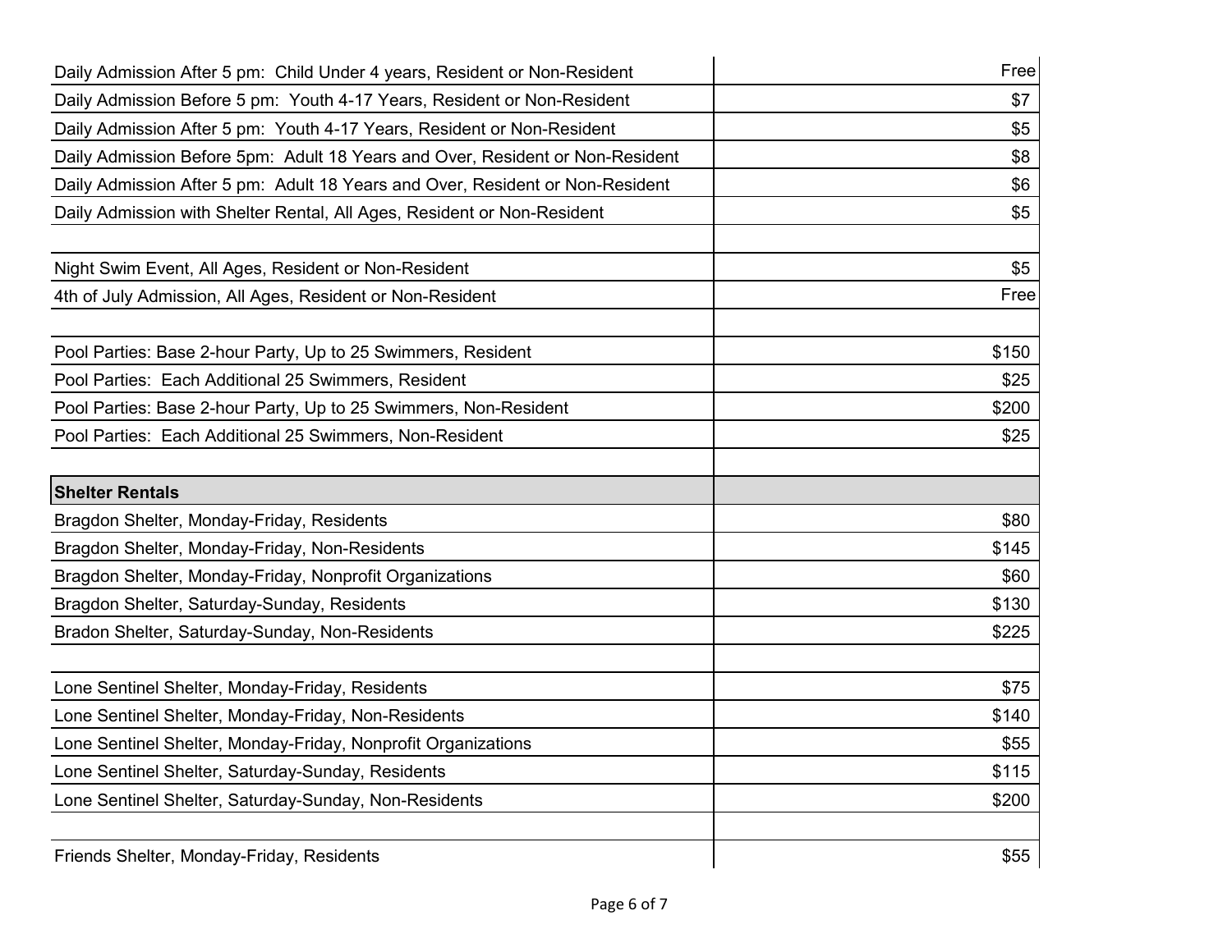| | |
|---|---|
| Daily Admission After 5 pm:  Child Under 4 years, Resident or Non-Resident | Free |
| Daily Admission Before 5 pm:  Youth 4-17 Years, Resident or Non-Resident | $7 |
| Daily Admission After 5 pm:  Youth 4-17 Years, Resident or Non-Resident | $5 |
| Daily Admission Before 5pm:  Adult 18 Years and Over, Resident or Non-Resident | $8 |
| Daily Admission After 5 pm:  Adult 18 Years and Over, Resident or Non-Resident | $6 |
| Daily Admission with Shelter Rental, All Ages, Resident or Non-Resident | $5 |
| | |
| Night Swim Event, All Ages, Resident or Non-Resident | $5 |
| 4th of July Admission, All Ages, Resident or Non-Resident | Free |
| | |
| Pool Parties: Base 2-hour Party, Up to 25 Swimmers, Resident | $150 |
| Pool Parties:  Each Additional 25 Swimmers, Resident | $25 |
| Pool Parties: Base 2-hour Party, Up to 25 Swimmers, Non-Resident | $200 |
| Pool Parties:  Each Additional 25 Swimmers, Non-Resident | $25 |
| | |
| **Shelter Rentals** | |
| Bragdon Shelter, Monday-Friday, Residents | $80 |
| Bragdon Shelter, Monday-Friday, Non-Residents | $145 |
| Bragdon Shelter, Monday-Friday, Nonprofit Organizations | $60 |
| Bragdon Shelter, Saturday-Sunday, Residents | $130 |
| Bradon Shelter, Saturday-Sunday, Non-Residents | $225 |
| | |
| Lone Sentinel Shelter, Monday-Friday, Residents | $75 |
| Lone Sentinel Shelter, Monday-Friday, Non-Residents | $140 |
| Lone Sentinel Shelter, Monday-Friday, Nonprofit Organizations | $55 |
| Lone Sentinel Shelter, Saturday-Sunday, Residents | $115 |
| Lone Sentinel Shelter, Saturday-Sunday, Non-Residents | $200 |
| | |
| Friends Shelter, Monday-Friday, Residents | $55 |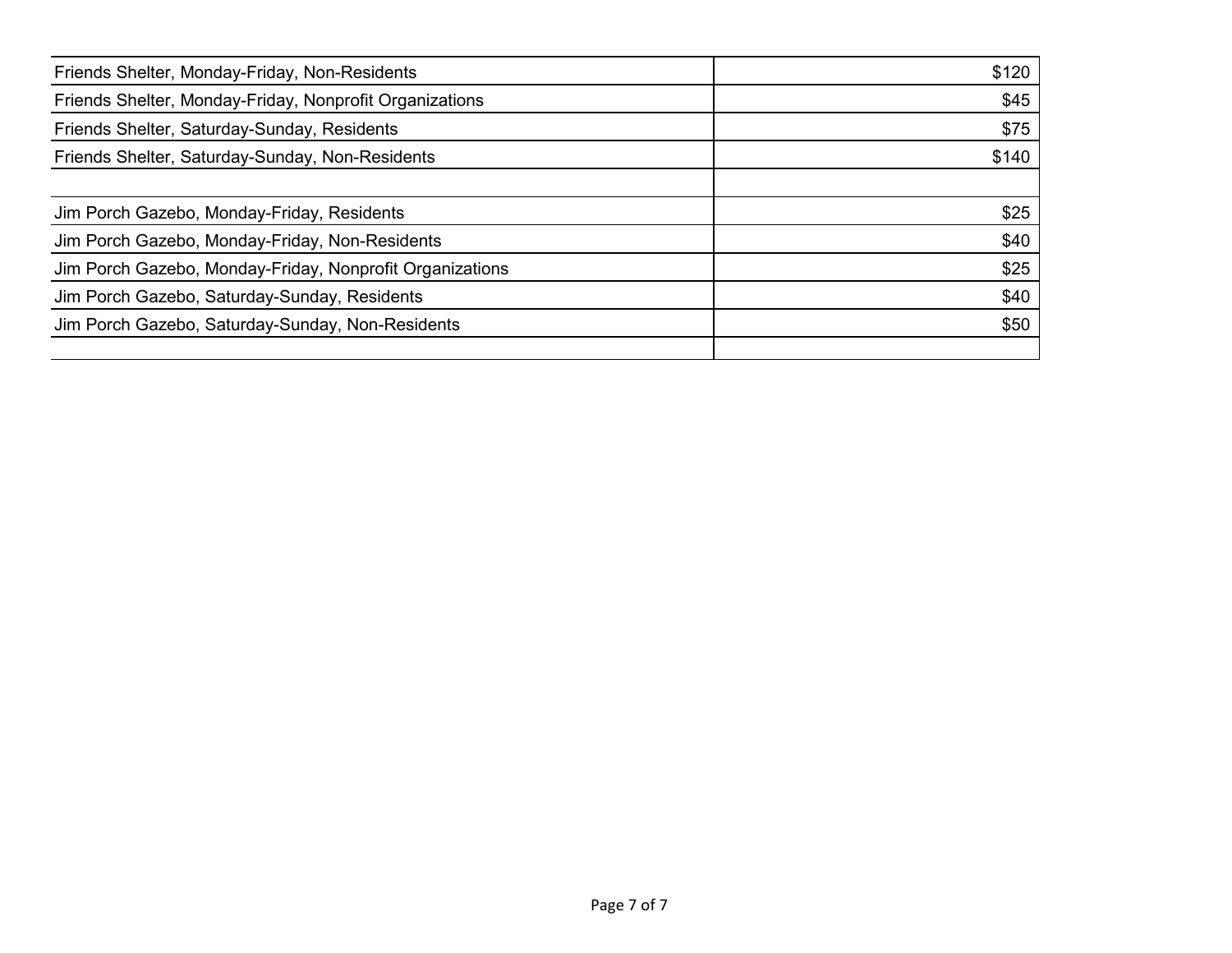| | |
|---|---|
| Friends Shelter, Monday-Friday, Non-Residents | $120 |
| Friends Shelter, Monday-Friday, Nonprofit Organizations | $45 |
| Friends Shelter, Saturday-Sunday, Residents | $75 |
| Friends Shelter, Saturday-Sunday, Non-Residents | $140 |
| | |
| Jim Porch Gazebo, Monday-Friday, Residents | $25 |
| Jim Porch Gazebo, Monday-Friday, Non-Residents | $40 |
| Jim Porch Gazebo, Monday-Friday, Nonprofit Organizations | $25 |
| Jim Porch Gazebo, Saturday-Sunday, Residents | $40 |
| Jim Porch Gazebo, Saturday-Sunday, Non-Residents | $50 |
| | |